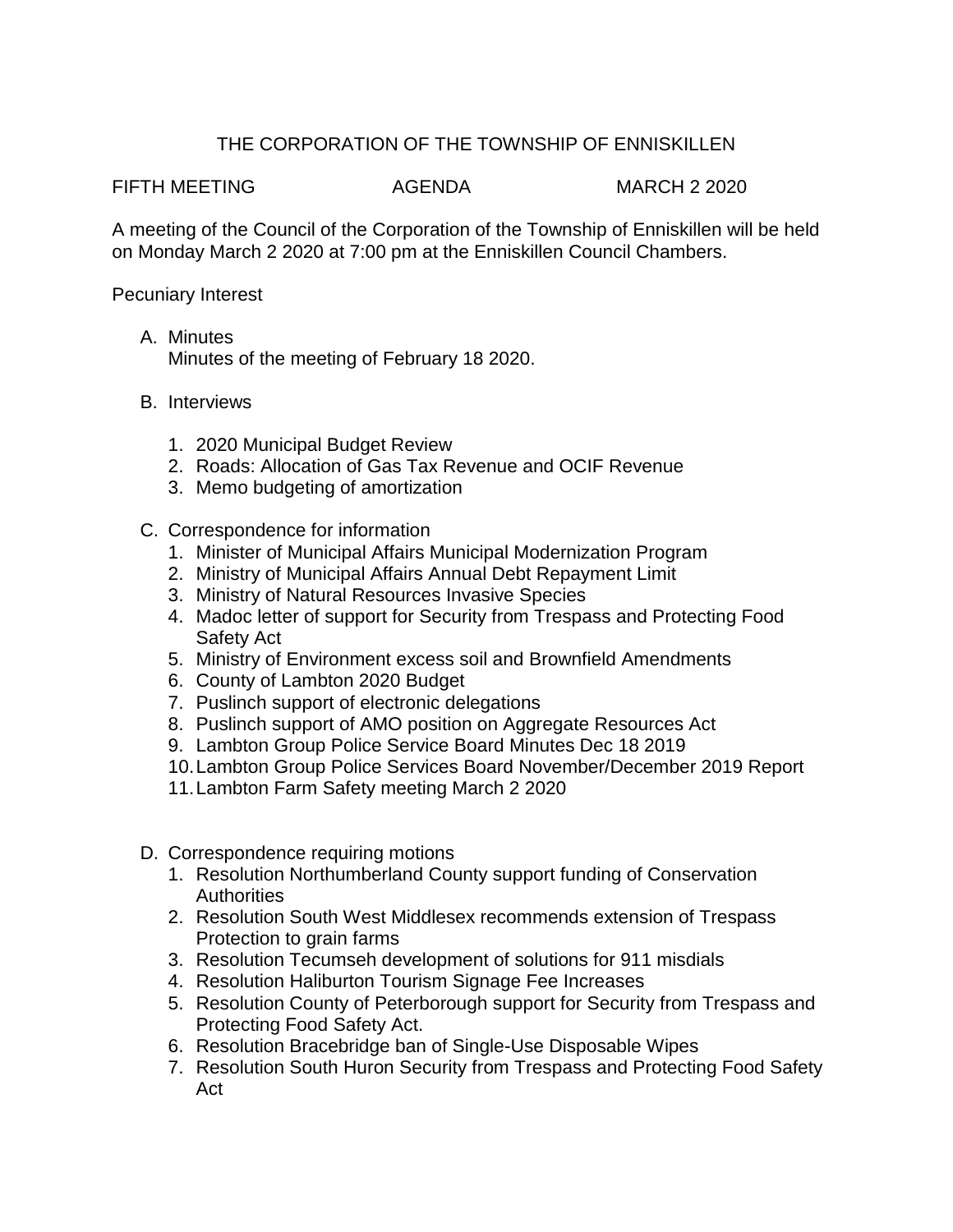# THE CORPORATION OF THE TOWNSHIP OF ENNISKILLEN

FIFTH MEETING AGENDA MARCH 2 2020

A meeting of the Council of the Corporation of the Township of Enniskillen will be held on Monday March 2 2020 at 7:00 pm at the Enniskillen Council Chambers.

Pecuniary Interest

A. Minutes
   Minutes of the meeting of February 18 2020.

B. Interviews

   1. 2020 Municipal Budget Review
   2. Roads: Allocation of Gas Tax Revenue and OCIF Revenue
   3. Memo budgeting of amortization

C. Correspondence for information
   1. Minister of Municipal Affairs Municipal Modernization Program
   2. Ministry of Municipal Affairs Annual Debt Repayment Limit
   3. Ministry of Natural Resources Invasive Species
   4. Madoc letter of support for Security from Trespass and Protecting Food Safety Act
   5. Ministry of Environment excess soil and Brownfield Amendments
   6. County of Lambton 2020 Budget
   7. Puslinch support of electronic delegations
   8. Puslinch support of AMO position on Aggregate Resources Act
   9. Lambton Group Police Service Board Minutes Dec 18 2019
   10. Lambton Group Police Services Board November/December 2019 Report
   11. Lambton Farm Safety meeting March 2 2020

D. Correspondence requiring motions
   1. Resolution Northumberland County support funding of Conservation Authorities
   2. Resolution South West Middlesex recommends extension of Trespass Protection to grain farms
   3. Resolution Tecumseh development of solutions for 911 misdials
   4. Resolution Haliburton Tourism Signage Fee Increases
   5. Resolution County of Peterborough support for Security from Trespass and Protecting Food Safety Act.
   6. Resolution Bracebridge ban of Single-Use Disposable Wipes
   7. Resolution South Huron Security from Trespass and Protecting Food Safety Act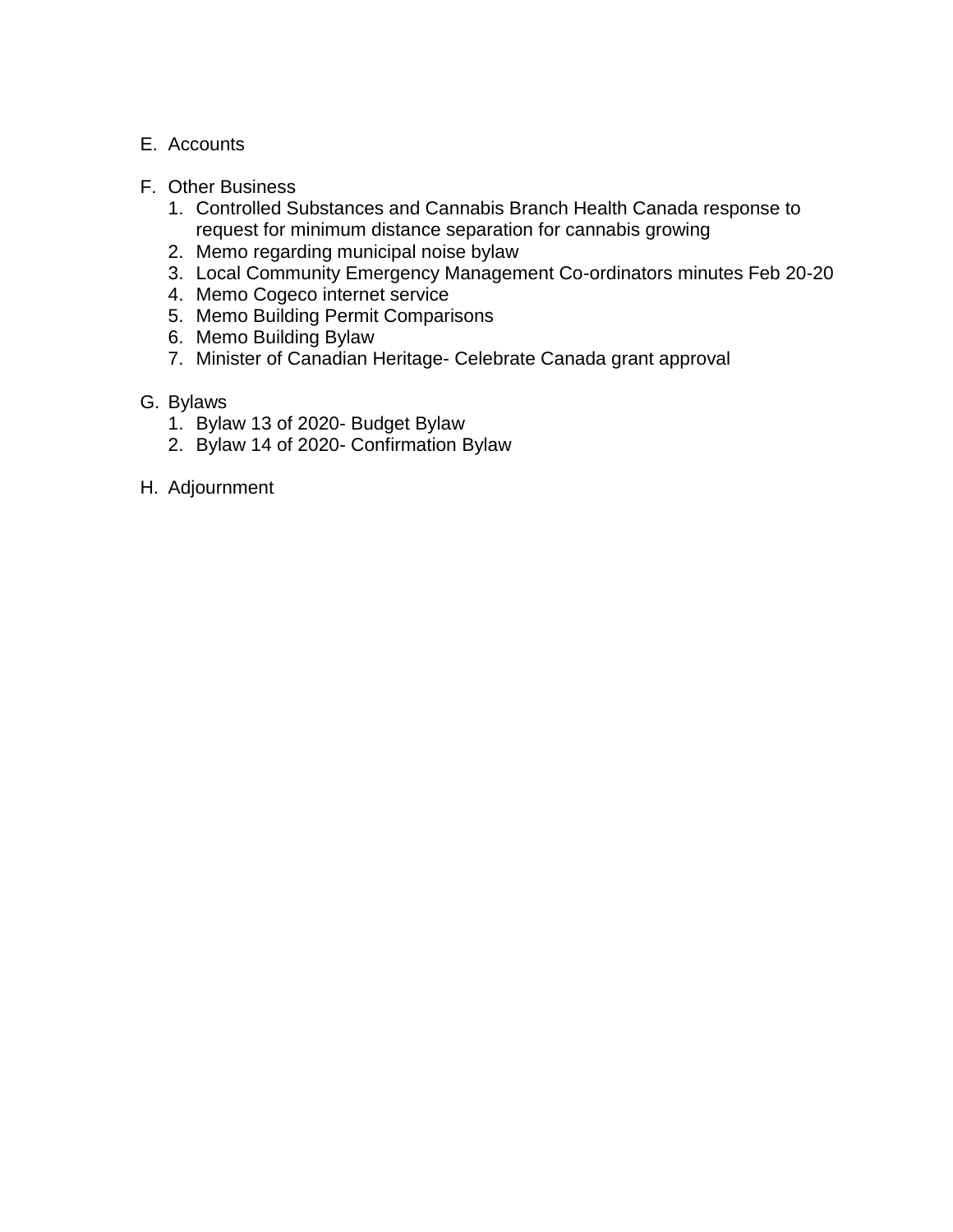E. Accounts

F. Other Business
   1. Controlled Substances and Cannabis Branch Health Canada response to request for minimum distance separation for cannabis growing
   2. Memo regarding municipal noise bylaw
   3. Local Community Emergency Management Co-ordinators minutes Feb 20-20
   4. Memo Cogeco internet service
   5. Memo Building Permit Comparisons
   6. Memo Building Bylaw
   7. Minister of Canadian Heritage- Celebrate Canada grant approval

G. Bylaws
   1. Bylaw 13 of 2020- Budget Bylaw
   2. Bylaw 14 of 2020- Confirmation Bylaw

H. Adjournment